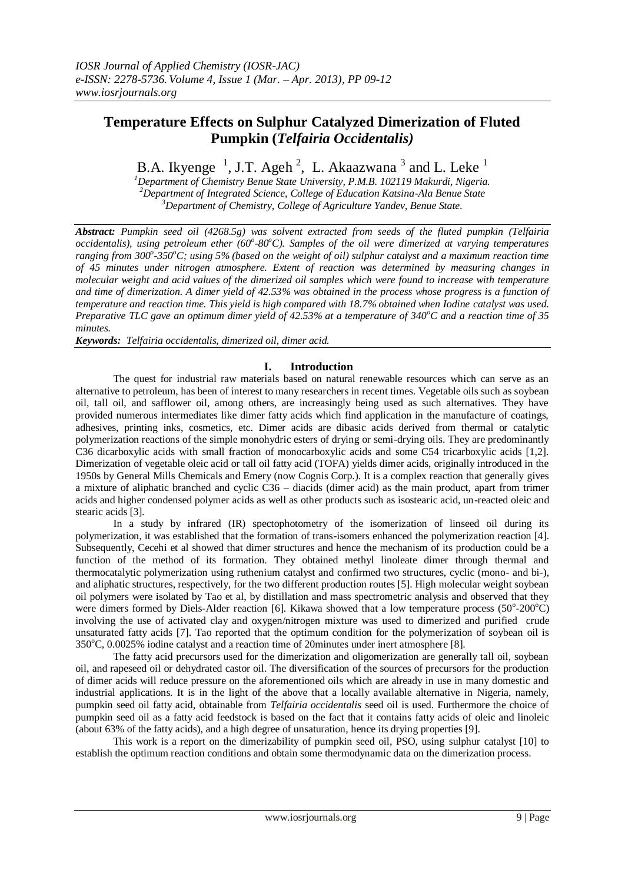# Temperature Effects on Sulphur Catalyzed Dimerization of Fluted Pumpkin (*Telfairia Occidentalis)*

B.A. Ikyenge [1], J.T. Ageh [2], L. Akaazwana [3] and L. Leke [1]

[1]Department of Chemistry Benue State University, P.M.B. 102119 Makurdi, Nigeria.
[2]Department of Integrated Science, College of Education Katsina-Ala Benue State
[3]Department of Chemistry, College of Agriculture Yandev, Benue State.

***Abstract:*** *Pumpkin seed oil (4268.5g) was solvent extracted from seeds of the fluted pumpkin (Telfairia occidentalis), using petroleum ether (60°-80°C). Samples of the oil were dimerized at varying temperatures ranging from 300°-350°C; using 5% (based on the weight of oil) sulphur catalyst and a maximum reaction time of 45 minutes under nitrogen atmosphere. Extent of reaction was determined by measuring changes in molecular weight and acid values of the dimerized oil samples which were found to increase with temperature and time of dimerization. A dimer yield of 42.53% was obtained in the process whose progress is a function of temperature and reaction time. This yield is high compared with 18.7% obtained when Iodine catalyst was used. Preparative TLC gave an optimum dimer yield of 42.53% at a temperature of 340°C and a reaction time of 35 minutes.*

***Keywords:*** *Telfairia occidentalis, dimerized oil, dimer acid.*

## I. Introduction

The quest for industrial raw materials based on natural renewable resources which can serve as an alternative to petroleum, has been of interest to many researchers in recent times. Vegetable oils such as soybean oil, tall oil, and safflower oil, among others, are increasingly being used as such alternatives. They have provided numerous intermediates like dimer fatty acids which find application in the manufacture of coatings, adhesives, printing inks, cosmetics, etc. Dimer acids are dibasic acids derived from thermal or catalytic polymerization reactions of the simple monohydric esters of drying or semi-drying oils. They are predominantly C36 dicarboxylic acids with small fraction of monocarboxylic acids and some C54 tricarboxylic acids [1,2]. Dimerization of vegetable oleic acid or tall oil fatty acid (TOFA) yields dimer acids, originally introduced in the 1950s by General Mills Chemicals and Emery (now Cognis Corp.). It is a complex reaction that generally gives a mixture of aliphatic branched and cyclic C36 – diacids (dimer acid) as the main product, apart from trimer acids and higher condensed polymer acids as well as other products such as isostearic acid, un-reacted oleic and stearic acids [3].

In a study by infrared (IR) spectophotometry of the isomerization of linseed oil during its polymerization, it was established that the formation of trans-isomers enhanced the polymerization reaction [4]. Subsequently, Cecehi et al showed that dimer structures and hence the mechanism of its production could be a function of the method of its formation. They obtained methyl linoleate dimer through thermal and thermocatalytic polymerization using ruthenium catalyst and confirmed two structures, cyclic (mono- and bi-), and aliphatic structures, respectively, for the two different production routes [5]. High molecular weight soybean oil polymers were isolated by Tao et al, by distillation and mass spectrometric analysis and observed that they were dimers formed by Diels-Alder reaction [6]. Kikawa showed that a low temperature process (50°-200°C) involving the use of activated clay and oxygen/nitrogen mixture was used to dimerized and purified crude unsaturated fatty acids [7]. Tao reported that the optimum condition for the polymerization of soybean oil is 350°C, 0.0025% iodine catalyst and a reaction time of 20minutes under inert atmosphere [8].

The fatty acid precursors used for the dimerization and oligomerization are generally tall oil, soybean oil, and rapeseed oil or dehydrated castor oil. The diversification of the sources of precursors for the production of dimer acids will reduce pressure on the aforementioned oils which are already in use in many domestic and industrial applications. It is in the light of the above that a locally available alternative in Nigeria, namely, pumpkin seed oil fatty acid, obtainable from *Telfairia occidentalis* seed oil is used. Furthermore the choice of pumpkin seed oil as a fatty acid feedstock is based on the fact that it contains fatty acids of oleic and linoleic (about 63% of the fatty acids), and a high degree of unsaturation, hence its drying properties [9].

This work is a report on the dimerizability of pumpkin seed oil, PSO, using sulphur catalyst [10] to establish the optimum reaction conditions and obtain some thermodynamic data on the dimerization process.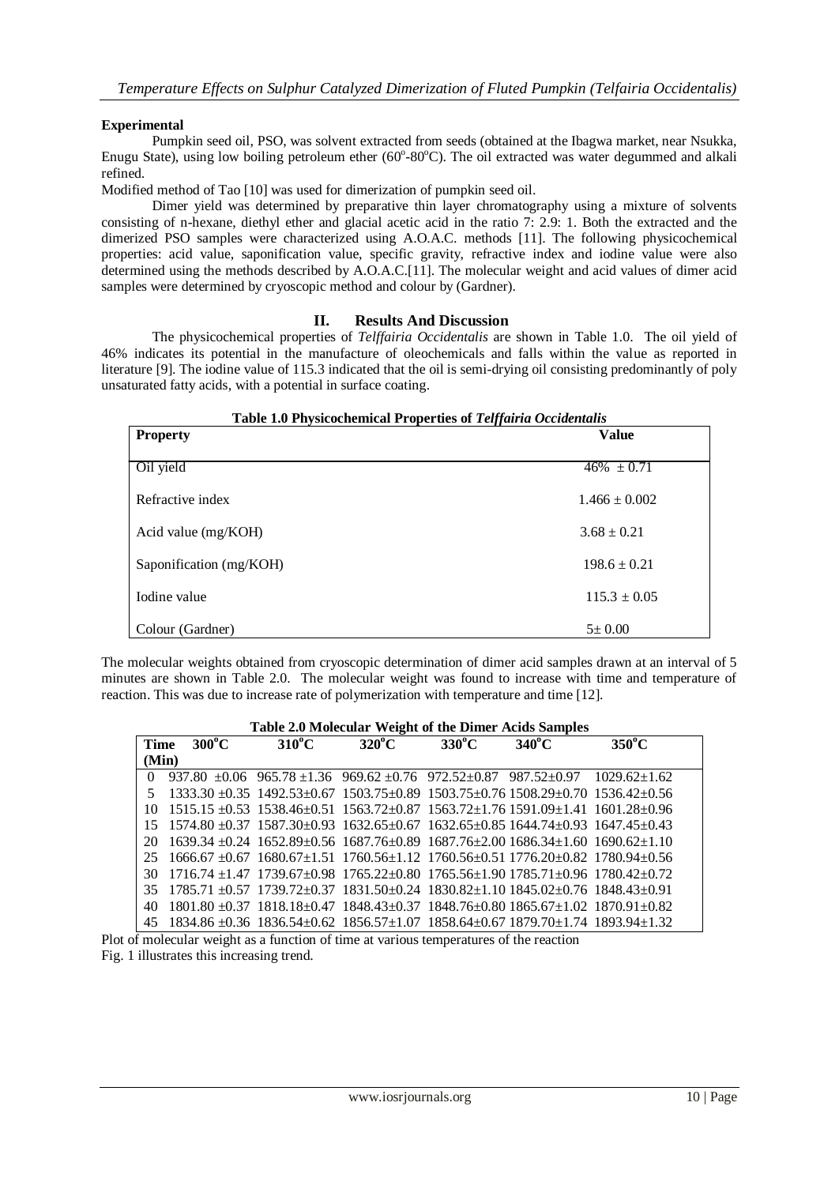## Experimental

Pumpkin seed oil, PSO, was solvent extracted from seeds (obtained at the Ibagwa market, near Nsukka, Enugu State), using low boiling petroleum ether ($60^o$-$80^o$C). The oil extracted was water degummed and alkali refined.

Modified method of Tao [10] was used for dimerization of pumpkin seed oil.

Dimer yield was determined by preparative thin layer chromatography using a mixture of solvents consisting of n-hexane, diethyl ether and glacial acetic acid in the ratio 7: 2.9: 1. Both the extracted and the dimerized PSO samples were characterized using A.O.A.C. methods [11]. The following physicochemical properties: acid value, saponification value, specific gravity, refractive index and iodine value were also determined using the methods described by A.O.A.C.[11]. The molecular weight and acid values of dimer acid samples were determined by cryoscopic method and colour by (Gardner).

## II. Results And Discussion

The physicochemical properties of *Telffairia Occidentalis* are shown in Table 1.0. The oil yield of 46% indicates its potential in the manufacture of oleochemicals and falls within the value as reported in literature [9]. The iodine value of 115.3 indicated that the oil is semi-drying oil consisting predominantly of poly unsaturated fatty acids, with a potential in surface coating.

**Table 1.0 Physicochemical Properties of *Telffairia Occidentalis***

| Property | Value |
|---|---|
| Oil yield | 46% ± 0.71 |
| Refractive index | 1.466 ± 0.002 |
| Acid value (mg/KOH) | 3.68 ± 0.21 |
| Saponification (mg/KOH) | 198.6 ± 0.21 |
| Iodine value | 115.3 ± 0.05 |
| Colour (Gardner) | 5± 0.00 |

The molecular weights obtained from cryoscopic determination of dimer acid samples drawn at an interval of 5 minutes are shown in Table 2.0. The molecular weight was found to increase with time and temperature of reaction. This was due to increase rate of polymerization with temperature and time [12].

**Table 2.0 Molecular Weight of the Dimer Acids Samples**

| Time (Min) | $300^o$C | $310^o$C | $320^o$C | $330^o$C | $340^o$C | $350^o$C |
|---|---|---|---|---|---|---|
| 0 | 937.80 ±0.06 | 965.78 ±1.36 | 969.62 ±0.76 | 972.52±0.87 | 987.52±0.97 | 1029.62±1.62 |
| 5 | 1333.30 ±0.35 | 1492.53±0.67 | 1503.75±0.89 | 1503.75±0.76 | 1508.29±0.70 | 1536.42±0.56 |
| 10 | 1515.15 ±0.53 | 1538.46±0.51 | 1563.72±0.87 | 1563.72±1.76 | 1591.09±1.41 | 1601.28±0.96 |
| 15 | 1574.80 ±0.37 | 1587.30±0.93 | 1632.65±0.67 | 1632.65±0.85 | 1644.74±0.93 | 1647.45±0.43 |
| 20 | 1639.34 ±0.24 | 1652.89±0.56 | 1687.76±0.89 | 1687.76±2.00 | 1686.34±1.60 | 1690.62±1.10 |
| 25 | 1666.67 ±0.67 | 1680.67±1.51 | 1760.56±1.12 | 1760.56±0.51 | 1776.20±0.82 | 1780.94±0.56 |
| 30 | 1716.74 ±1.47 | 1739.67±0.98 | 1765.22±0.80 | 1765.56±1.90 | 1785.71±0.96 | 1780.42±0.72 |
| 35 | 1785.71 ±0.57 | 1739.72±0.37 | 1831.50±0.24 | 1830.82±1.10 | 1845.02±0.76 | 1848.43±0.91 |
| 40 | 1801.80 ±0.37 | 1818.18±0.47 | 1848.43±0.37 | 1848.76±0.80 | 1865.67±1.02 | 1870.91±0.82 |
| 45 | 1834.86 ±0.36 | 1836.54±0.62 | 1856.57±1.07 | 1858.64±0.67 | 1879.70±1.74 | 1893.94±1.32 |

Plot of molecular weight as a function of time at various temperatures of the reaction
Fig. 1 illustrates this increasing trend.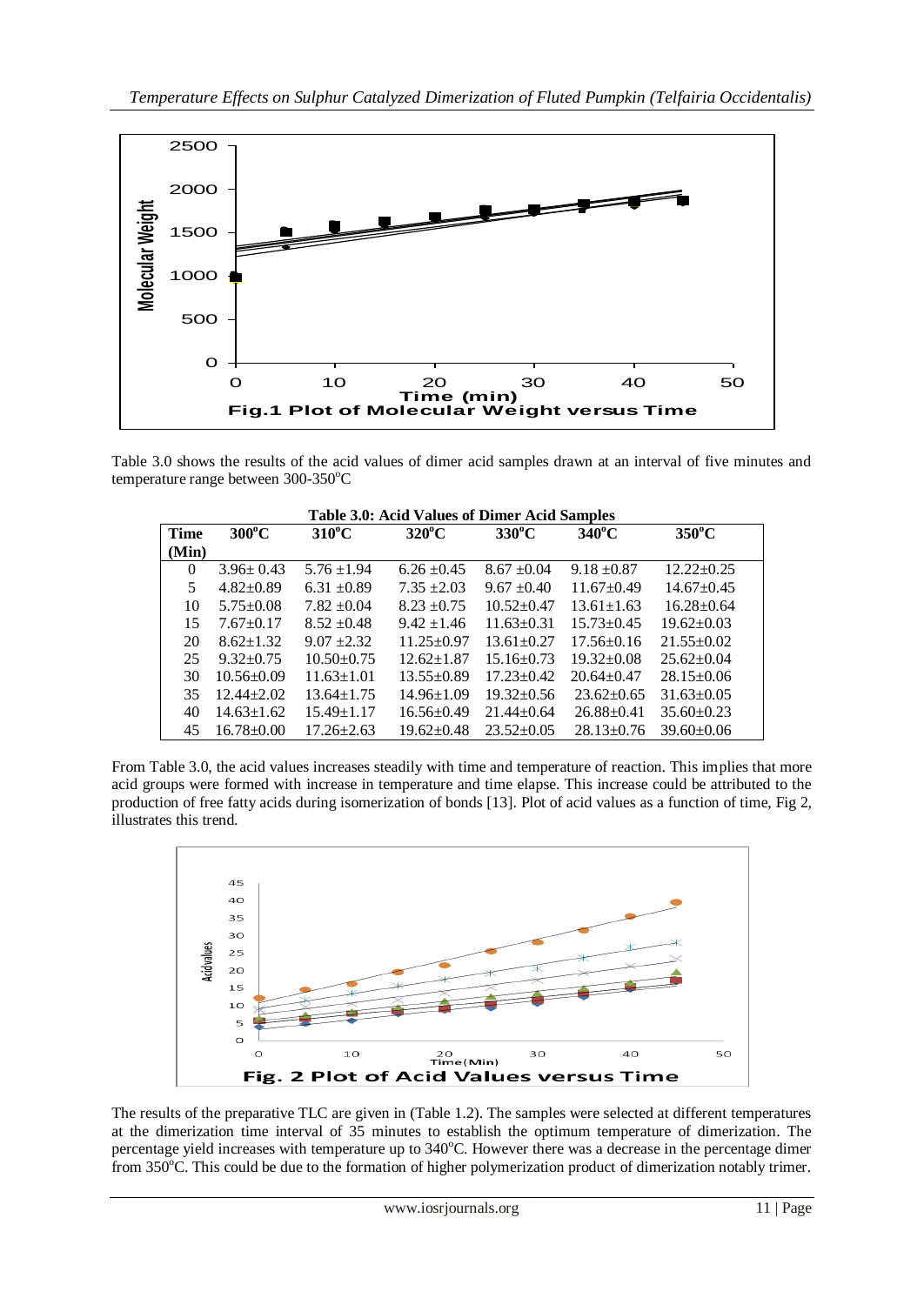Fig.1 Plot of Molecular Weight versus Time

Table 3.0 shows the results of the acid values of dimer acid samples drawn at an interval of five minutes and temperature range between 300-350°C

**Table 3.0: Acid Values of Dimer Acid Samples**

| Time (Min) | 300°C | 310°C | 320°C | 330°C | 340°C | 350°C |
|---|---|---|---|---|---|---|
| 0 | 3.96± 0.43 | 5.76 ±1.94 | 6.26 ±0.45 | 8.67 ±0.04 | 9.18 ±0.87 | 12.22±0.25 |
| 5 | 4.82±0.89 | 6.31 ±0.89 | 7.35 ±2.03 | 9.67 ±0.40 | 11.67±0.49 | 14.67±0.45 |
| 10 | 5.75±0.08 | 7.82 ±0.04 | 8.23 ±0.75 | 10.52±0.47 | 13.61±1.63 | 16.28±0.64 |
| 15 | 7.67±0.17 | 8.52 ±0.48 | 9.42 ±1.46 | 11.63±0.31 | 15.73±0.45 | 19.62±0.03 |
| 20 | 8.62±1.32 | 9.07 ±2.32 | 11.25±0.97 | 13.61±0.27 | 17.56±0.16 | 21.55±0.02 |
| 25 | 9.32±0.75 | 10.50±0.75 | 12.62±1.87 | 15.16±0.73 | 19.32±0.08 | 25.62±0.04 |
| 30 | 10.56±0.09 | 11.63±1.01 | 13.55±0.89 | 17.23±0.42 | 20.64±0.47 | 28.15±0.06 |
| 35 | 12.44±2.02 | 13.64±1.75 | 14.96±1.09 | 19.32±0.56 | 23.62±0.65 | 31.63±0.05 |
| 40 | 14.63±1.62 | 15.49±1.17 | 16.56±0.49 | 21.44±0.64 | 26.88±0.41 | 35.60±0.23 |
| 45 | 16.78±0.00 | 17.26±2.63 | 19.62±0.48 | 23.52±0.05 | 28.13±0.76 | 39.60±0.06 |

From Table 3.0, the acid values increases steadily with time and temperature of reaction. This implies that more acid groups were formed with increase in temperature and time elapse. This increase could be attributed to the production of free fatty acids during isomerization of bonds [13]. Plot of acid values as a function of time, Fig 2, illustrates this trend.

Fig. 2 Plot of Acid Values versus Time

The results of the preparative TLC are given in (Table 1.2). The samples were selected at different temperatures at the dimerization time interval of 35 minutes to establish the optimum temperature of dimerization. The percentage yield increases with temperature up to 340°C. However there was a decrease in the percentage dimer from 350°C. This could be due to the formation of higher polymerization product of dimerization notably trimer.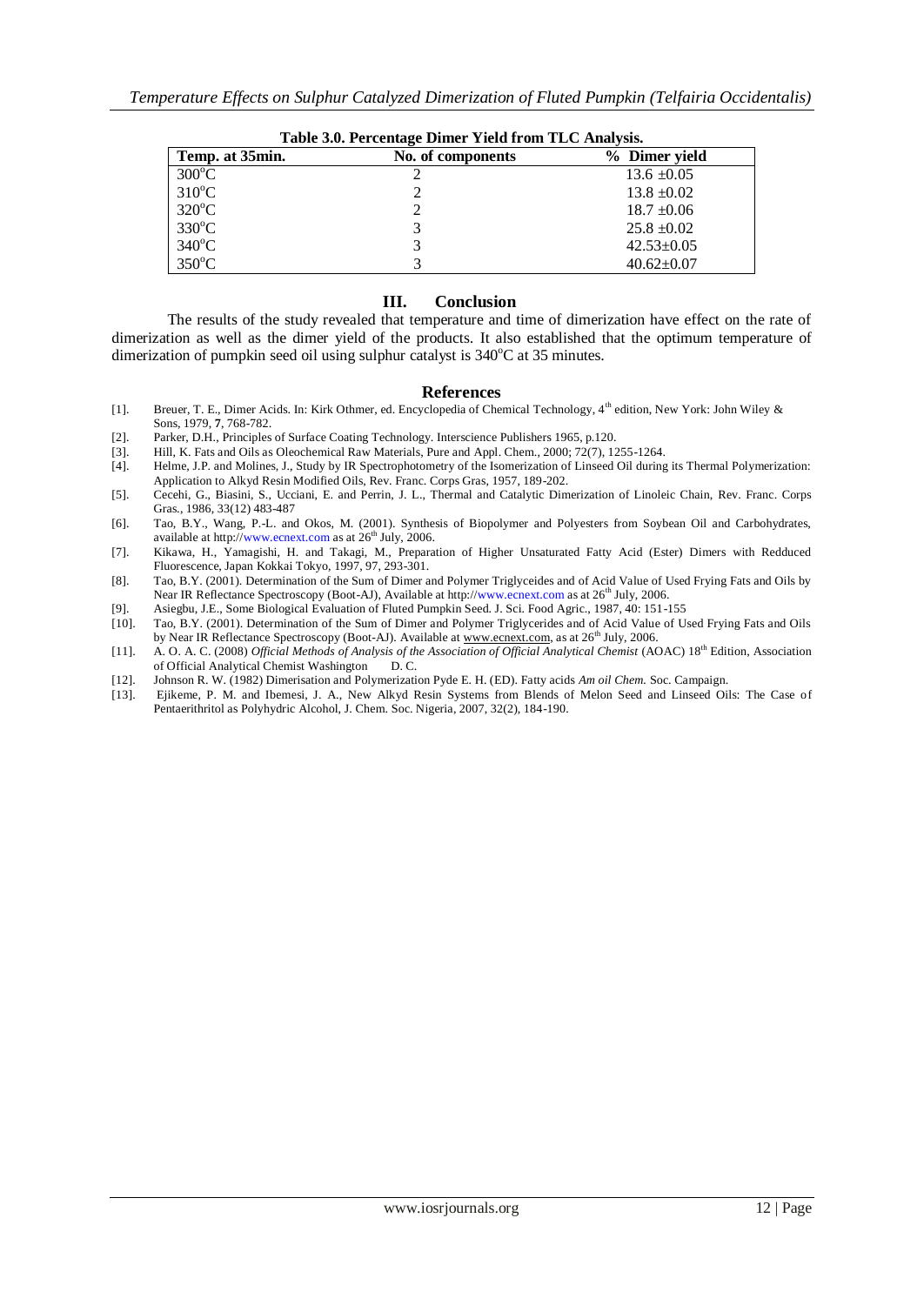**Table 3.0. Percentage Dimer Yield from TLC Analysis.**

| Temp. at 35min. | No. of components | % Dimer yield |
| --- | --- | --- |
| 300°C | 2 | 13.6 ±0.05 |
| 310°C | 2 | 13.8 ±0.02 |
| 320°C | 2 | 18.7 ±0.06 |
| 330°C | 3 | 25.8 ±0.02 |
| 340°C | 3 | 42.53±0.05 |
| 350°C | 3 | 40.62±0.07 |

## III. Conclusion

The results of the study revealed that temperature and time of dimerization have effect on the rate of dimerization as well as the dimer yield of the products. It also established that the optimum temperature of dimerization of pumpkin seed oil using sulphur catalyst is 340°C at 35 minutes.

## References

[1]. Breuer, T. E., Dimer Acids. In: Kirk Othmer, ed. Encyclopedia of Chemical Technology, 4th edition, New York: John Wiley & Sons, 1979, **7**, 768-782.

[2]. Parker, D.H., Principles of Surface Coating Technology. Interscience Publishers 1965, p.120.

[3]. Hill, K. Fats and Oils as Oleochemical Raw Materials, Pure and Appl. Chem., 2000; 72(7), 1255-1264.

[4]. Helme, J.P. and Molines, J., Study by IR Spectrophotometry of the Isomerization of Linseed Oil during its Thermal Polymerization: Application to Alkyd Resin Modified Oils, Rev. Franc. Corps Gras, 1957, 189-202.

[5]. Cecehi, G., Biasini, S., Ucciani, E. and Perrin, J. L., Thermal and Catalytic Dimerization of Linoleic Chain, Rev. Franc. Corps Gras., 1986, 33(12) 483-487

[6]. Tao, B.Y., Wang, P.-L. and Okos, M. (2001). Synthesis of Biopolymer and Polyesters from Soybean Oil and Carbohydrates, available at http://www.ecnext.com as at 26th July, 2006.

[7]. Kikawa, H., Yamagishi, H. and Takagi, M., Preparation of Higher Unsaturated Fatty Acid (Ester) Dimers with Redduced Fluorescence, Japan Kokkai Tokyo, 1997, 97, 293-301.

[8]. Tao, B.Y. (2001). Determination of the Sum of Dimer and Polymer Triglyceides and of Acid Value of Used Frying Fats and Oils by Near IR Reflectance Spectroscopy (Boot-AJ), Available at http://www.ecnext.com as at 26th July, 2006.

[9]. Asiegbu, J.E., Some Biological Evaluation of Fluted Pumpkin Seed. J. Sci. Food Agric., 1987, 40: 151-155

[10]. Tao, B.Y. (2001). Determination of the Sum of Dimer and Polymer Triglycerides and of Acid Value of Used Frying Fats and Oils by Near IR Reflectance Spectroscopy (Boot-AJ). Available at www.ecnext.com, as at 26th July, 2006.

[11]. A. O. A. C. (2008) *Official Methods of Analysis of the Association of Official Analytical Chemist* (AOAC) 18th Edition, Association of Official Analytical Chemist Washington D. C.

[12]. Johnson R. W. (1982) Dimerisation and Polymerization Pyde E. H. (ED). Fatty acids *Am oil Chem.* Soc. Campaign.

[13]. Ejikeme, P. M. and Ibemesi, J. A., New Alkyd Resin Systems from Blends of Melon Seed and Linseed Oils: The Case of Pentaerithritol as Polyhydric Alcohol, J. Chem. Soc. Nigeria, 2007, 32(2), 184-190.